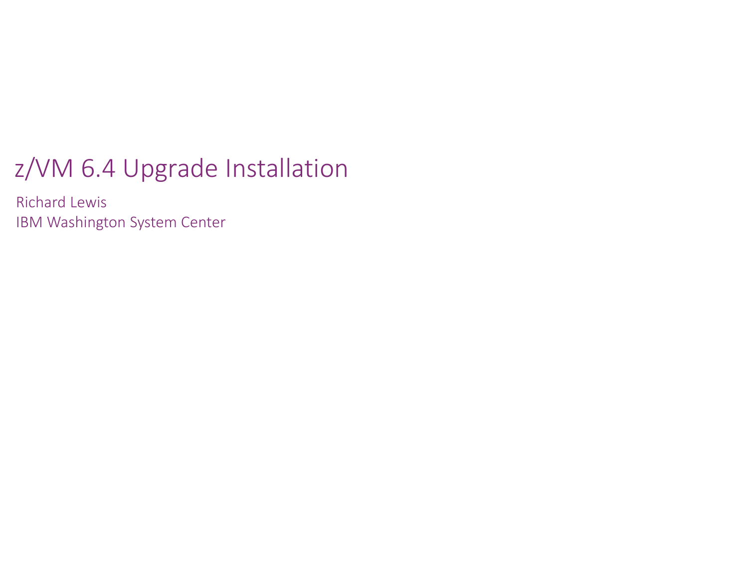# z/VM 6.4 Upgrade Installation

Richard Lewis
IBM Washington System Center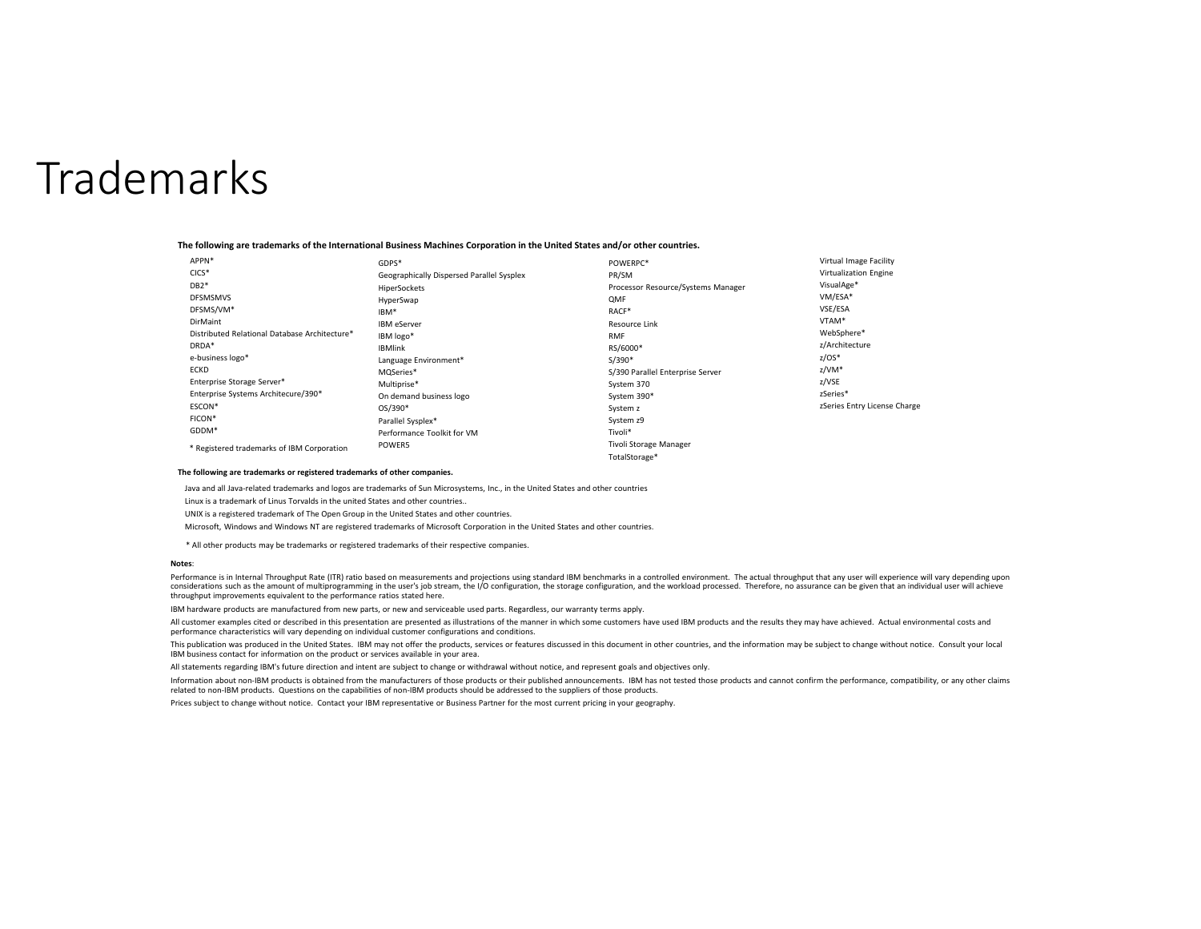# Trademarks

**The following are trademarks of the International Business Machines Corporation in the United States and/or other countries.**

APPN*
CICS*
DB2*
DFSMSMVS
DFSMS/VM*
DirMaint
Distributed Relational Database Architecture*
DRDA*
e-business logo*
ECKD
Enterprise Storage Server*
Enterprise Systems Architecure/390*
ESCON*
FICON*
GDDM*

\* Registered trademarks of IBM Corporation

GDPS*
Geographically Dispersed Parallel Sysplex
HiperSockets
HyperSwap
IBM*
IBM eServer
IBM logo*
IBMlink
Language Environment*
MQSeries*
Multiprise*
On demand business logo
OS/390*
Parallel Sysplex*
Performance Toolkit for VM
POWER5

POWERPC*
PR/SM
Processor Resource/Systems Manager
QMF
RACF*
Resource Link
RMF
RS/6000*
S/390*
S/390 Parallel Enterprise Server
System 370
System 390*
System z
System z9
Tivoli*
Tivoli Storage Manager
TotalStorage*

Virtual Image Facility
Virtualization Engine
VisualAge*
VM/ESA*
VSE/ESA
VTAM*
WebSphere*
z/Architecture
z/OS*
z/VM*
z/VSE
zSeries*
zSeries Entry License Charge

**The following are trademarks or registered trademarks of other companies.**

Java and all Java-related trademarks and logos are trademarks of Sun Microsystems, Inc., in the United States and other countries

Linux is a trademark of Linus Torvalds in the united States and other countries..

UNIX is a registered trademark of The Open Group in the United States and other countries.

Microsoft, Windows and Windows NT are registered trademarks of Microsoft Corporation in the United States and other countries.

\* All other products may be trademarks or registered trademarks of their respective companies.

**Notes**:

Performance is in Internal Throughput Rate (ITR) ratio based on measurements and projections using standard IBM benchmarks in a controlled environment. The actual throughput that any user will experience will vary depending upon considerations such as the amount of multiprogramming in the user's job stream, the I/O configuration, the storage configuration, and the workload processed. Therefore, no assurance can be given that an individual user will achieve throughput improvements equivalent to the performance ratios stated here.

IBM hardware products are manufactured from new parts, or new and serviceable used parts. Regardless, our warranty terms apply.

All customer examples cited or described in this presentation are presented as illustrations of the manner in which some customers have used IBM products and the results they may have achieved. Actual environmental costs and performance characteristics will vary depending on individual customer configurations and conditions.

This publication was produced in the United States. IBM may not offer the products, services or features discussed in this document in other countries, and the information may be subject to change without notice. Consult your local IBM business contact for information on the product or services available in your area.

All statements regarding IBM's future direction and intent are subject to change or withdrawal without notice, and represent goals and objectives only.

Information about non-IBM products is obtained from the manufacturers of those products or their published announcements. IBM has not tested those products and cannot confirm the performance, compatibility, or any other claims related to non-IBM products. Questions on the capabilities of non-IBM products should be addressed to the suppliers of those products.

Prices subject to change without notice. Contact your IBM representative or Business Partner for the most current pricing in your geography.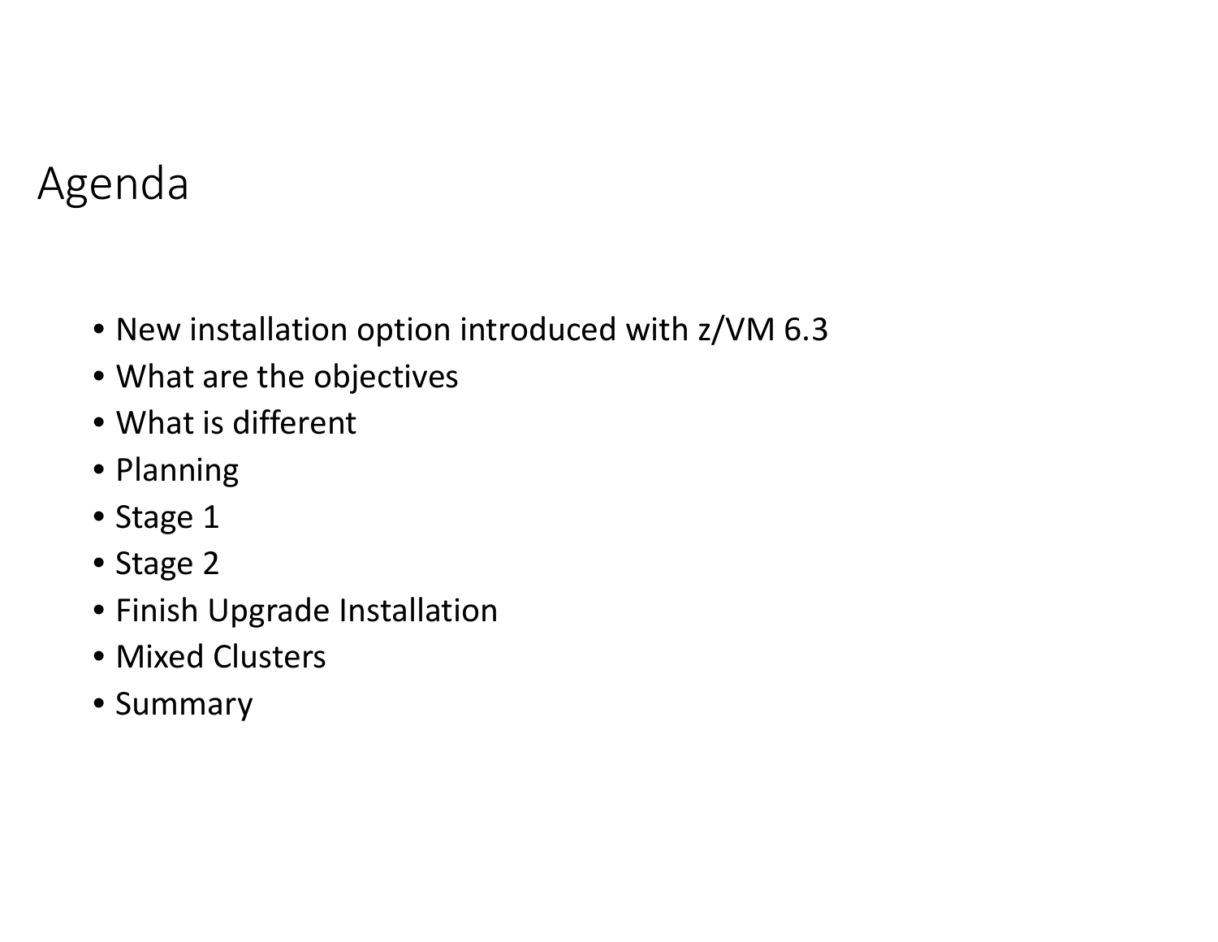# Agenda

- New installation option introduced with z/VM 6.3
- What are the objectives
- What is different
- Planning
- Stage 1
- Stage 2
- Finish Upgrade Installation
- Mixed Clusters
- Summary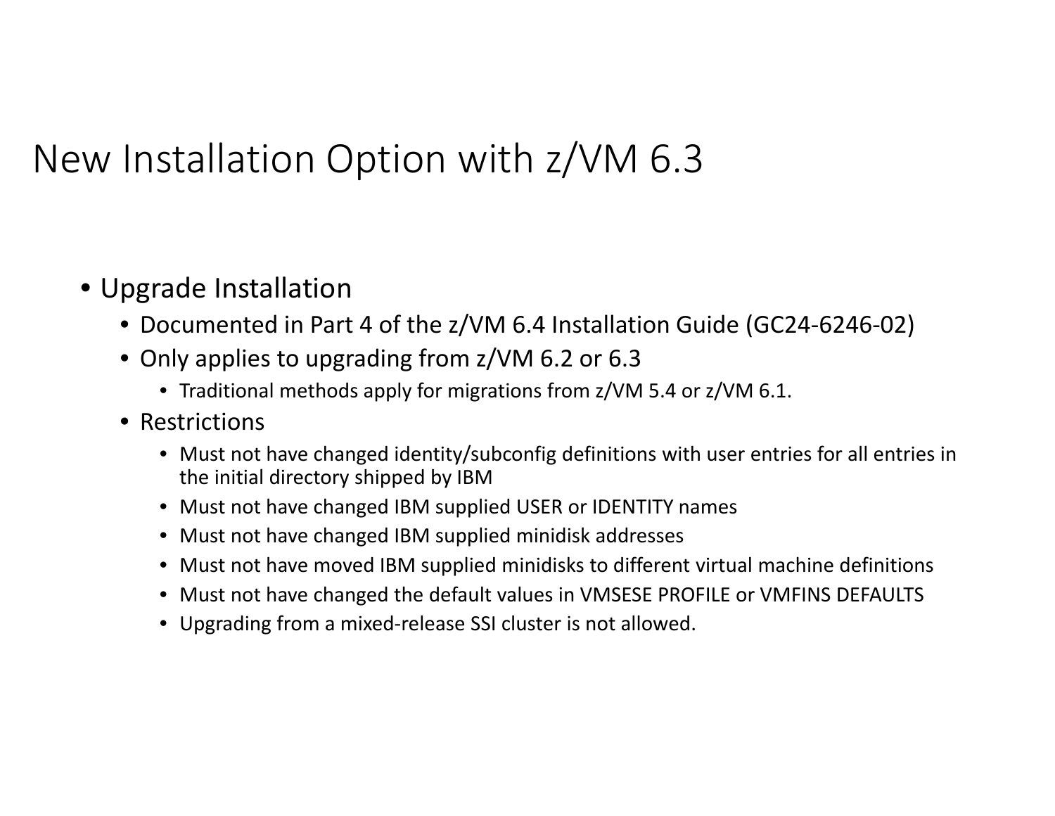# New Installation Option with z/VM 6.3

- Upgrade Installation
  - Documented in Part 4 of the z/VM 6.4 Installation Guide (GC24-6246-02)
  - Only applies to upgrading from z/VM 6.2 or 6.3
    - Traditional methods apply for migrations from z/VM 5.4 or z/VM 6.1.
  - Restrictions
    - Must not have changed identity/subconfig definitions with user entries for all entries in the initial directory shipped by IBM
    - Must not have changed IBM supplied USER or IDENTITY names
    - Must not have changed IBM supplied minidisk addresses
    - Must not have moved IBM supplied minidisks to different virtual machine definitions
    - Must not have changed the default values in VMSESE PROFILE or VMFINS DEFAULTS
    - Upgrading from a mixed-release SSI cluster is not allowed.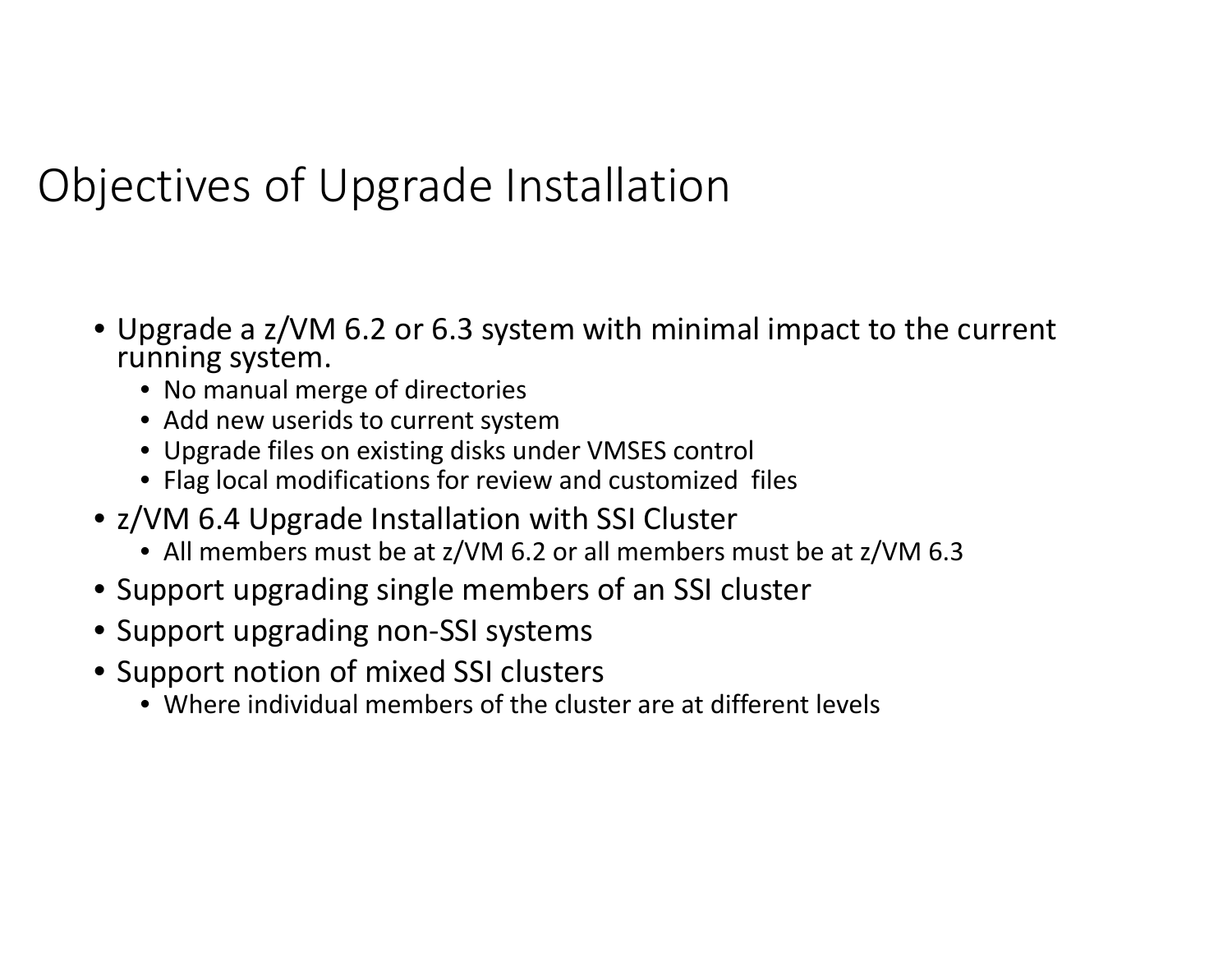# Objectives of Upgrade Installation

- Upgrade a z/VM 6.2 or 6.3 system with minimal impact to the current running system.
  - No manual merge of directories
  - Add new userids to current system
  - Upgrade files on existing disks under VMSES control
  - Flag local modifications for review and customized files
- z/VM 6.4 Upgrade Installation with SSI Cluster
  - All members must be at z/VM 6.2 or all members must be at z/VM 6.3
- Support upgrading single members of an SSI cluster
- Support upgrading non-SSI systems
- Support notion of mixed SSI clusters
  - Where individual members of the cluster are at different levels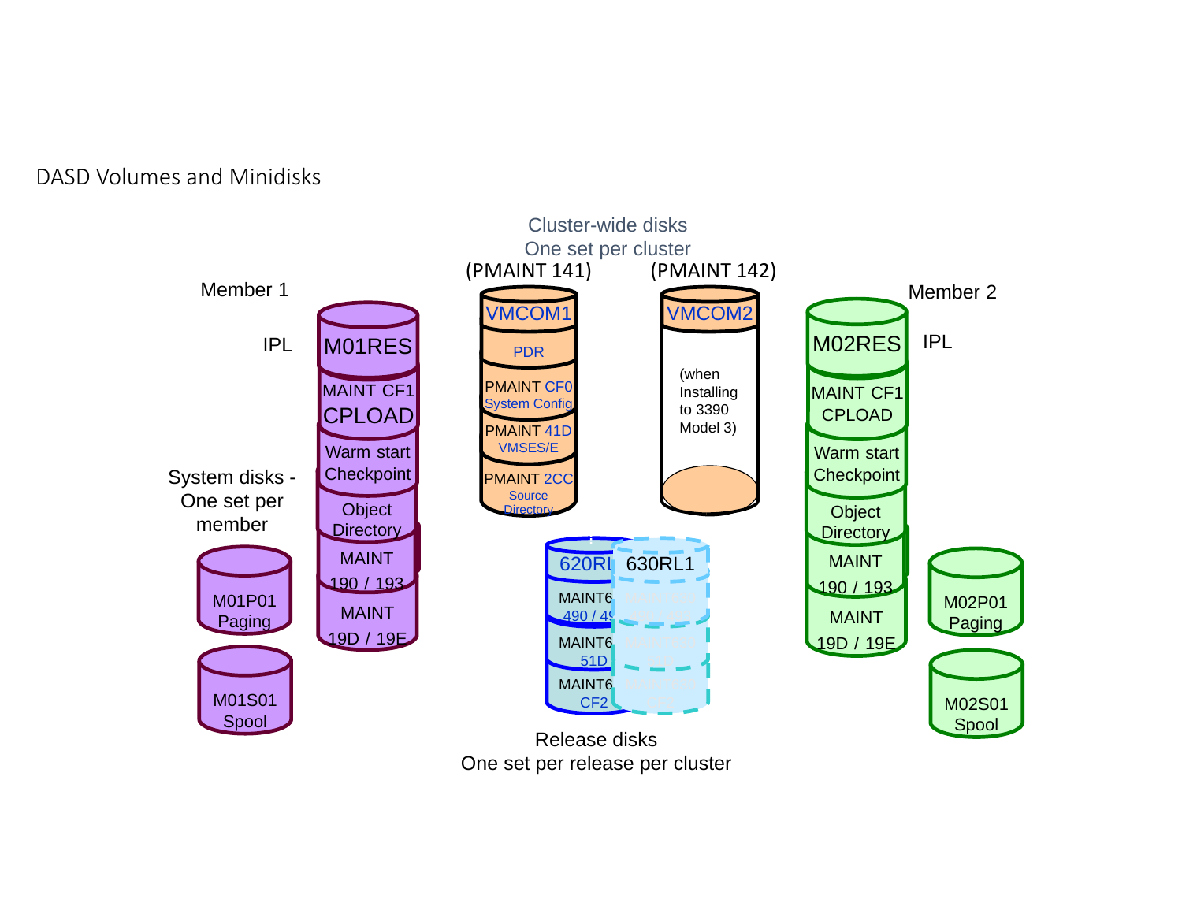DASD Volumes and Minidisks

Cluster-wide disks
One set per cluster

(PMAINT 141) (PMAINT 142)

Member 1

IPL

M01RES

MAINT CF1
CPLOAD

Warm start
Checkpoint

Object
Directory

MAINT
190 / 193

MAINT
19D / 19E

System disks -
One set per
member

M01P01
Paging

M01S01
Spool

VMCOM1

PDR

PMAINT CF0
System Config

PMAINT 41D
VMSES/E

PMAINT 2CC
Source
Directory

VMCOM2

(when
Installing
to 3390
Model 3)

620RL1 630RL1

MAINT6..
490 / 49..

MAINT6..
51D

MAINT6..
CF2

Release disks
One set per release per cluster

Member 2

M02RES

IPL

MAINT CF1
CPLOAD

Warm start
Checkpoint

Object
Directory

MAINT
190 / 193

MAINT
19D / 19E

M02P01
Paging

M02S01
Spool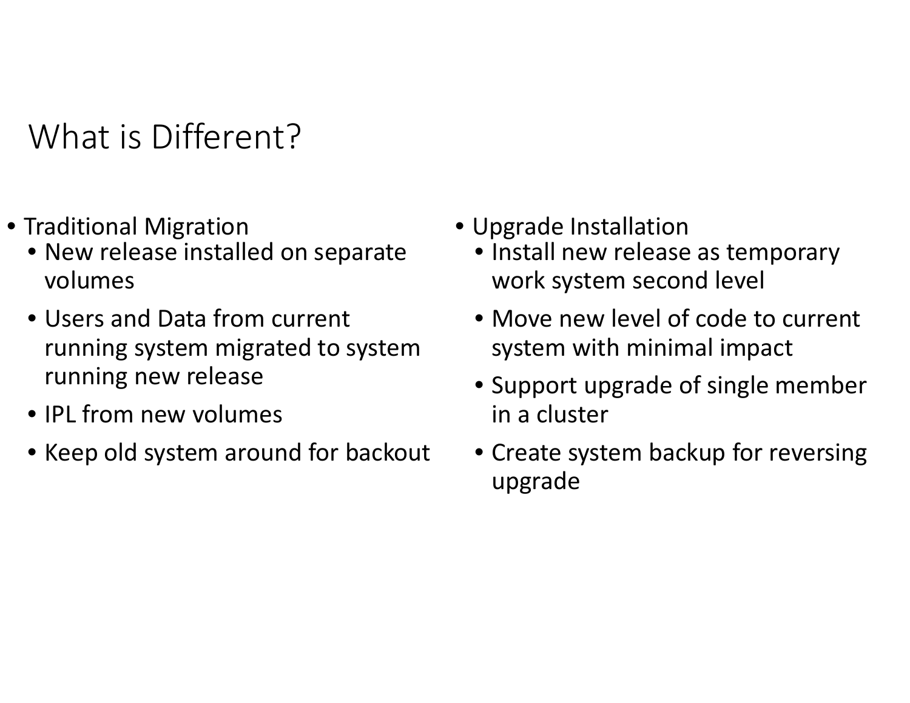# What is Different?

- Traditional Migration
  - New release installed on separate volumes
  - Users and Data from current running system migrated to system running new release
  - IPL from new volumes
  - Keep old system around for backout

- Upgrade Installation
  - Install new release as temporary work system second level
  - Move new level of code to current system with minimal impact
  - Support upgrade of single member in a cluster
  - Create system backup for reversing upgrade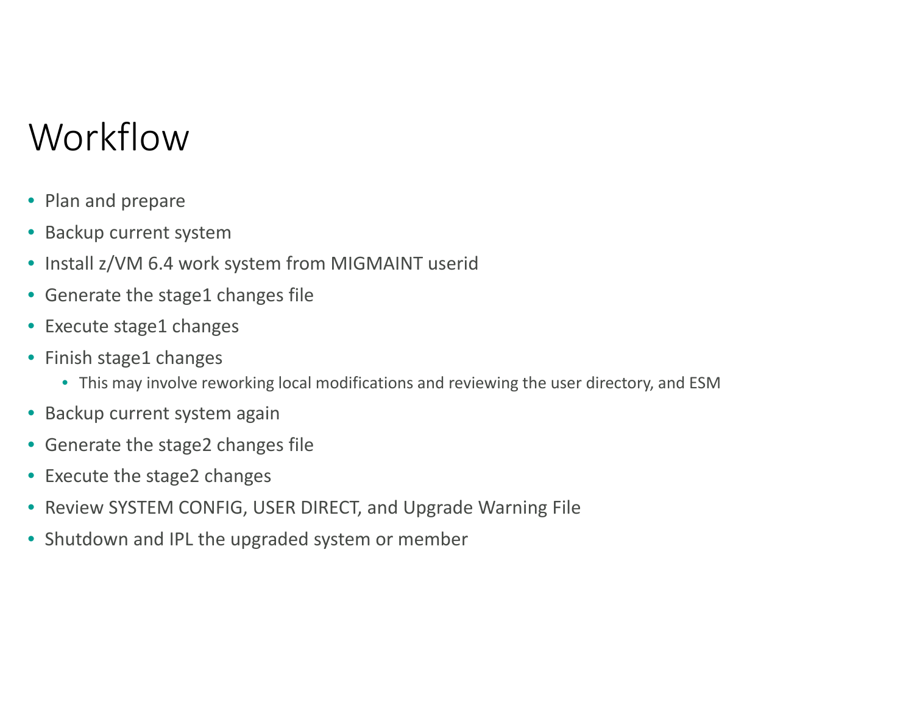# Workflow

- Plan and prepare
- Backup current system
- Install z/VM 6.4 work system from MIGMAINT userid
- Generate the stage1 changes file
- Execute stage1 changes
- Finish stage1 changes
  - This may involve reworking local modifications and reviewing the user directory, and ESM
- Backup current system again
- Generate the stage2 changes file
- Execute the stage2 changes
- Review SYSTEM CONFIG, USER DIRECT, and Upgrade Warning File
- Shutdown and IPL the upgraded system or member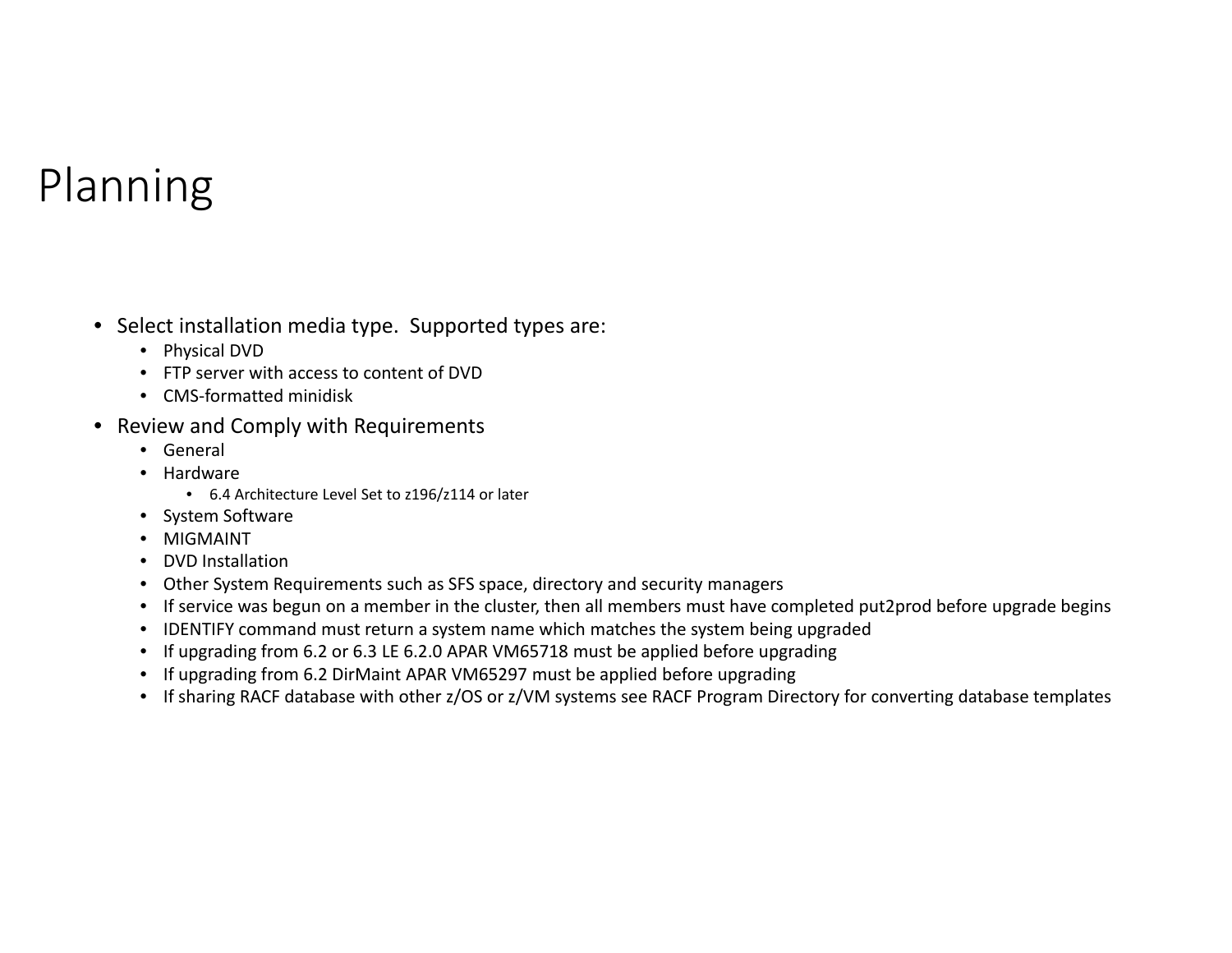# Planning

- Select installation media type.  Supported types are:
  - Physical DVD
  - FTP server with access to content of DVD
  - CMS-formatted minidisk
- Review and Comply with Requirements
  - General
  - Hardware
    - 6.4 Architecture Level Set to z196/z114 or later
  - System Software
  - MIGMAINT
  - DVD Installation
  - Other System Requirements such as SFS space, directory and security managers
  - If service was begun on a member in the cluster, then all members must have completed put2prod before upgrade begins
  - IDENTIFY command must return a system name which matches the system being upgraded
  - If upgrading from 6.2 or 6.3 LE 6.2.0 APAR VM65718 must be applied before upgrading
  - If upgrading from 6.2 DirMaint APAR VM65297 must be applied before upgrading
  - If sharing RACF database with other z/OS or z/VM systems see RACF Program Directory for converting database templates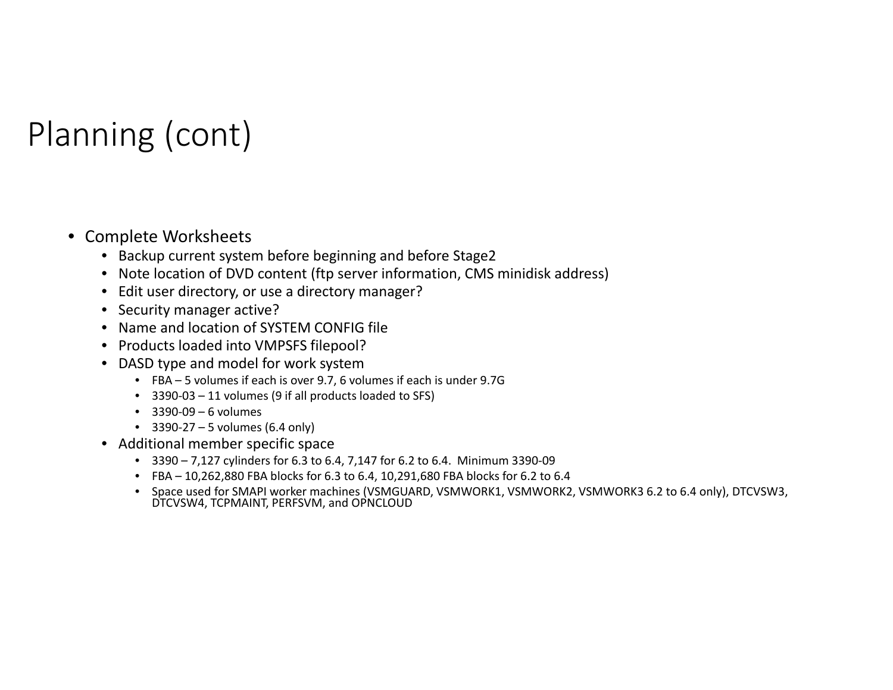# Planning (cont)

- Complete Worksheets
  - Backup current system before beginning and before Stage2
  - Note location of DVD content (ftp server information, CMS minidisk address)
  - Edit user directory, or use a directory manager?
  - Security manager active?
  - Name and location of SYSTEM CONFIG file
  - Products loaded into VMPSFS filepool?
  - DASD type and model for work system
    - FBA – 5 volumes if each is over 9.7, 6 volumes if each is under 9.7G
    - 3390-03 – 11 volumes (9 if all products loaded to SFS)
    - 3390-09 – 6 volumes
    - 3390-27 – 5 volumes (6.4 only)
  - Additional member specific space
    - 3390 – 7,127 cylinders for 6.3 to 6.4, 7,147 for 6.2 to 6.4. Minimum 3390-09
    - FBA – 10,262,880 FBA blocks for 6.3 to 6.4, 10,291,680 FBA blocks for 6.2 to 6.4
    - Space used for SMAPI worker machines (VSMGUARD, VSMWORK1, VSMWORK2, VSMWORK3 6.2 to 6.4 only), DTCVSW3, DTCVSW4, TCPMAINT, PERFSVM, and OPNCLOUD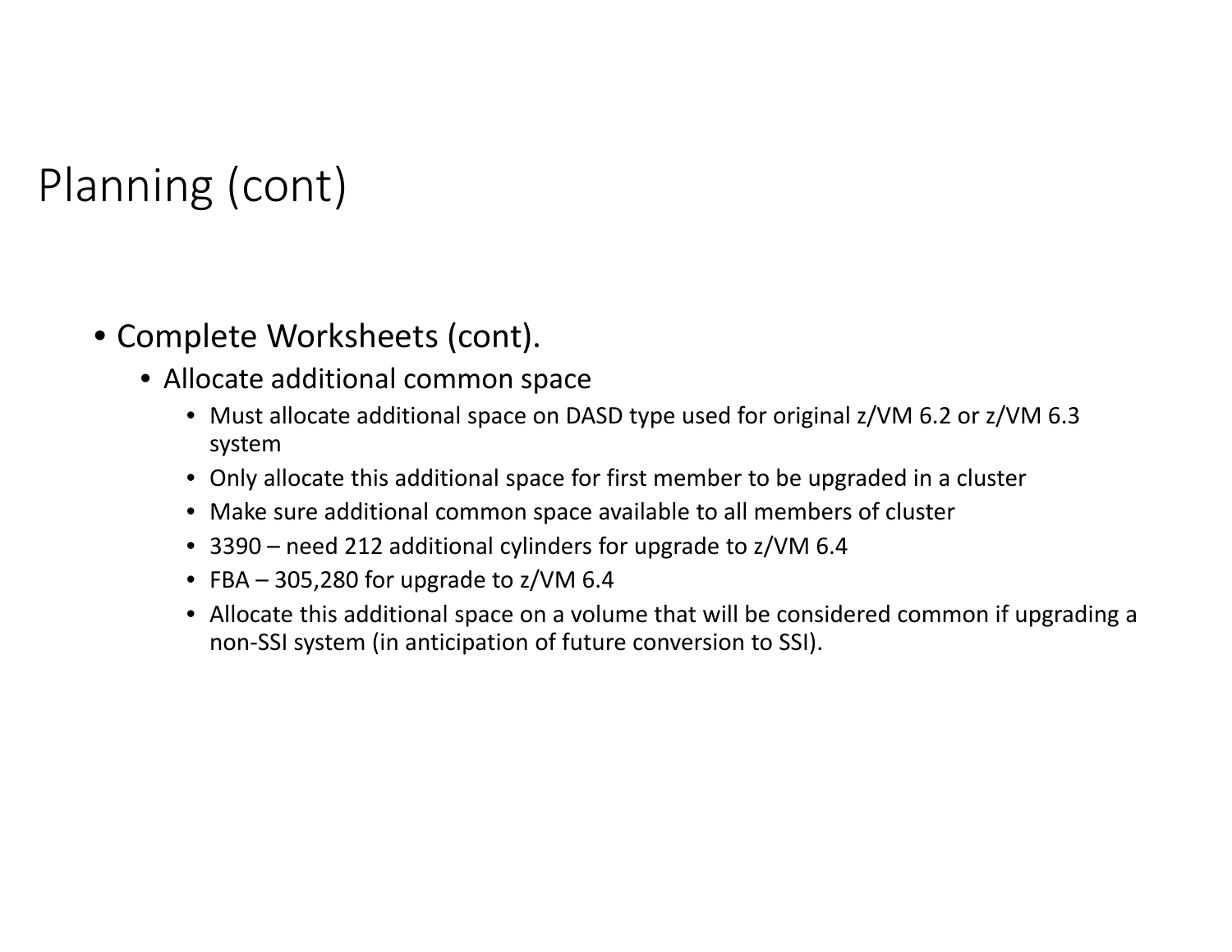# Planning (cont)

- Complete Worksheets (cont).
  - Allocate additional common space
    - Must allocate additional space on DASD type used for original z/VM 6.2 or z/VM 6.3 system
    - Only allocate this additional space for first member to be upgraded in a cluster
    - Make sure additional common space available to all members of cluster
    - 3390 – need 212 additional cylinders for upgrade to z/VM 6.4
    - FBA – 305,280 for upgrade to z/VM 6.4
    - Allocate this additional space on a volume that will be considered common if upgrading a non-SSI system (in anticipation of future conversion to SSI).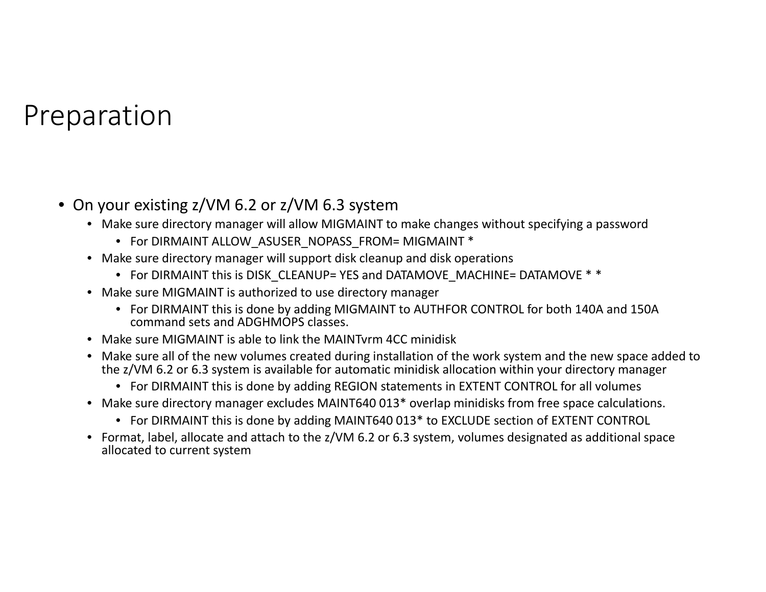# Preparation

- On your existing z/VM 6.2 or z/VM 6.3 system
  - Make sure directory manager will allow MIGMAINT to make changes without specifying a password
    - For DIRMAINT ALLOW_ASUSER_NOPASS_FROM= MIGMAINT *
  - Make sure directory manager will support disk cleanup and disk operations
    - For DIRMAINT this is DISK_CLEANUP= YES and DATAMOVE_MACHINE= DATAMOVE * *
  - Make sure MIGMAINT is authorized to use directory manager
    - For DIRMAINT this is done by adding MIGMAINT to AUTHFOR CONTROL for both 140A and 150A command sets and ADGHMOPS classes.
  - Make sure MIGMAINT is able to link the MAINTvrm 4CC minidisk
  - Make sure all of the new volumes created during installation of the work system and the new space added to the z/VM 6.2 or 6.3 system is available for automatic minidisk allocation within your directory manager
    - For DIRMAINT this is done by adding REGION statements in EXTENT CONTROL for all volumes
  - Make sure directory manager excludes MAINT640 013* overlap minidisks from free space calculations.
    - For DIRMAINT this is done by adding MAINT640 013* to EXCLUDE section of EXTENT CONTROL
  - Format, label, allocate and attach to the z/VM 6.2 or 6.3 system, volumes designated as additional space allocated to current system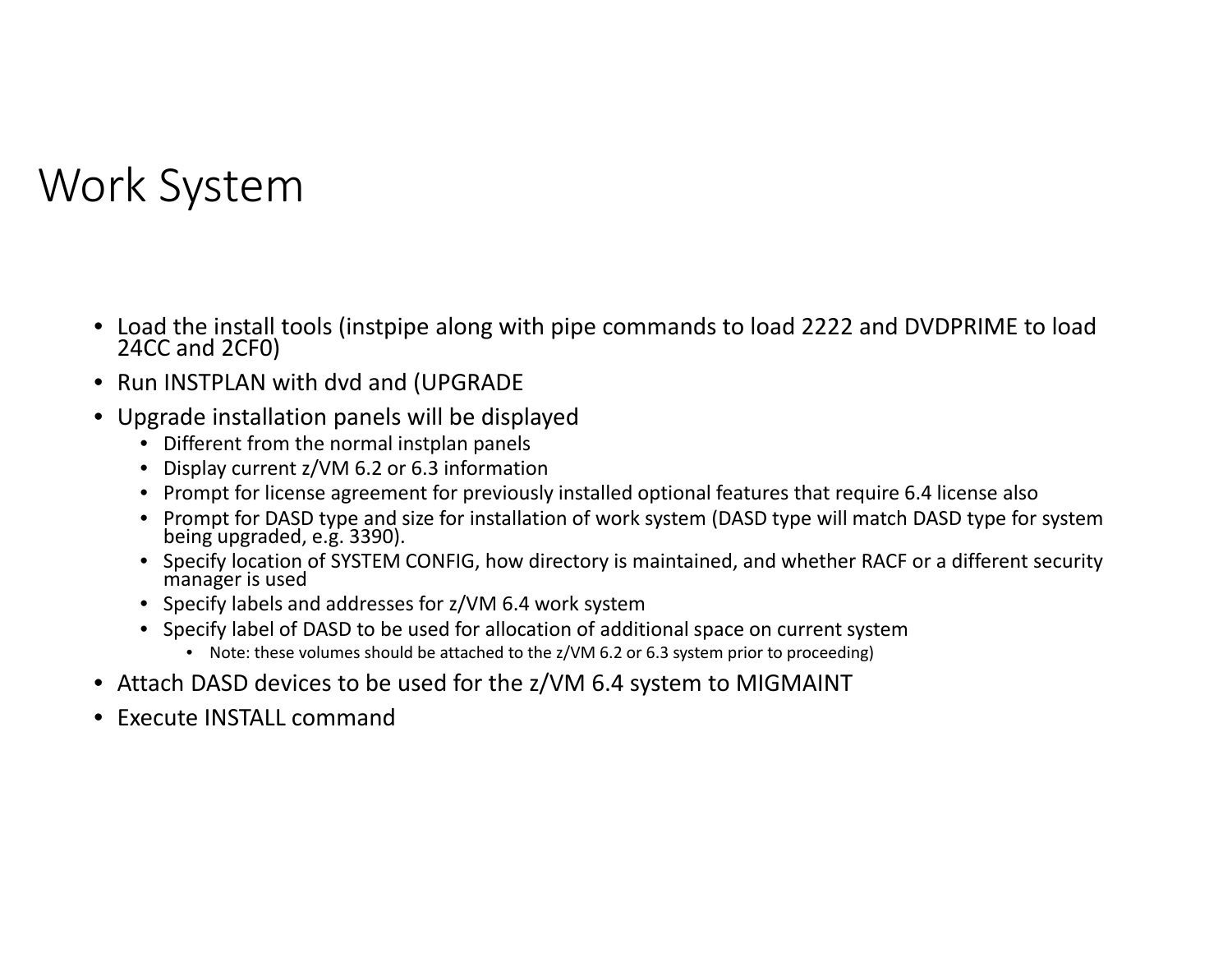# Work System

- Load the install tools (instpipe along with pipe commands to load 2222 and DVDPRIME to load 24CC and 2CF0)
- Run INSTPLAN with dvd and (UPGRADE
- Upgrade installation panels will be displayed
  - Different from the normal instplan panels
  - Display current z/VM 6.2 or 6.3 information
  - Prompt for license agreement for previously installed optional features that require 6.4 license also
  - Prompt for DASD type and size for installation of work system (DASD type will match DASD type for system being upgraded, e.g. 3390).
  - Specify location of SYSTEM CONFIG, how directory is maintained, and whether RACF or a different security manager is used
  - Specify labels and addresses for z/VM 6.4 work system
  - Specify label of DASD to be used for allocation of additional space on current system
    - Note: these volumes should be attached to the z/VM 6.2 or 6.3 system prior to proceeding)
- Attach DASD devices to be used for the z/VM 6.4 system to MIGMAINT
- Execute INSTALL command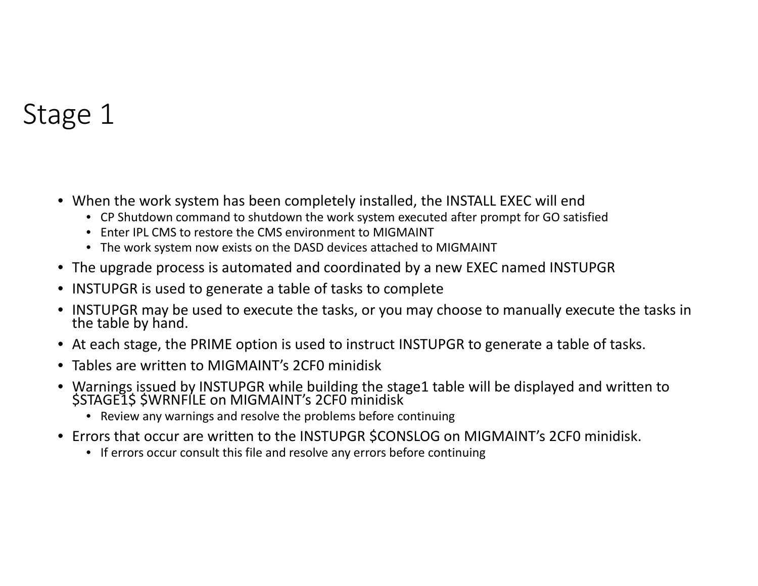# Stage 1

- When the work system has been completely installed, the INSTALL EXEC will end
  - CP Shutdown command to shutdown the work system executed after prompt for GO satisfied
  - Enter IPL CMS to restore the CMS environment to MIGMAINT
  - The work system now exists on the DASD devices attached to MIGMAINT
- The upgrade process is automated and coordinated by a new EXEC named INSTUPGR
- INSTUPGR is used to generate a table of tasks to complete
- INSTUPGR may be used to execute the tasks, or you may choose to manually execute the tasks in the table by hand.
- At each stage, the PRIME option is used to instruct INSTUPGR to generate a table of tasks.
- Tables are written to MIGMAINT's 2CF0 minidisk
- Warnings issued by INSTUPGR while building the stage1 table will be displayed and written to $STAGE1$ $WRNFILE on MIGMAINT's 2CF0 minidisk
  - Review any warnings and resolve the problems before continuing
- Errors that occur are written to the INSTUPGR $CONSLOG on MIGMAINT's 2CF0 minidisk.
  - If errors occur consult this file and resolve any errors before continuing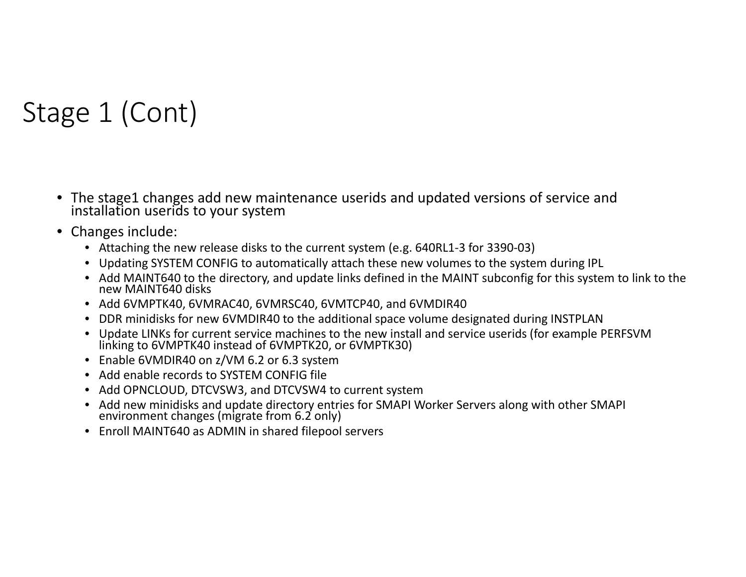# Stage 1 (Cont)

- The stage1 changes add new maintenance userids and updated versions of service and installation userids to your system
- Changes include:
  - Attaching the new release disks to the current system (e.g. 640RL1-3 for 3390-03)
  - Updating SYSTEM CONFIG to automatically attach these new volumes to the system during IPL
  - Add MAINT640 to the directory, and update links defined in the MAINT subconfig for this system to link to the new MAINT640 disks
  - Add 6VMPTK40, 6VMRAC40, 6VMRSC40, 6VMTCP40, and 6VMDIR40
  - DDR minidisks for new 6VMDIR40 to the additional space volume designated during INSTPLAN
  - Update LINKs for current service machines to the new install and service userids (for example PERFSVM linking to 6VMPTK40 instead of 6VMPTK20, or 6VMPTK30)
  - Enable 6VMDIR40 on z/VM 6.2 or 6.3 system
  - Add enable records to SYSTEM CONFIG file
  - Add OPNCLOUD, DTCVSW3, and DTCVSW4 to current system
  - Add new minidisks and update directory entries for SMAPI Worker Servers along with other SMAPI environment changes (migrate from 6.2 only)
  - Enroll MAINT640 as ADMIN in shared filepool servers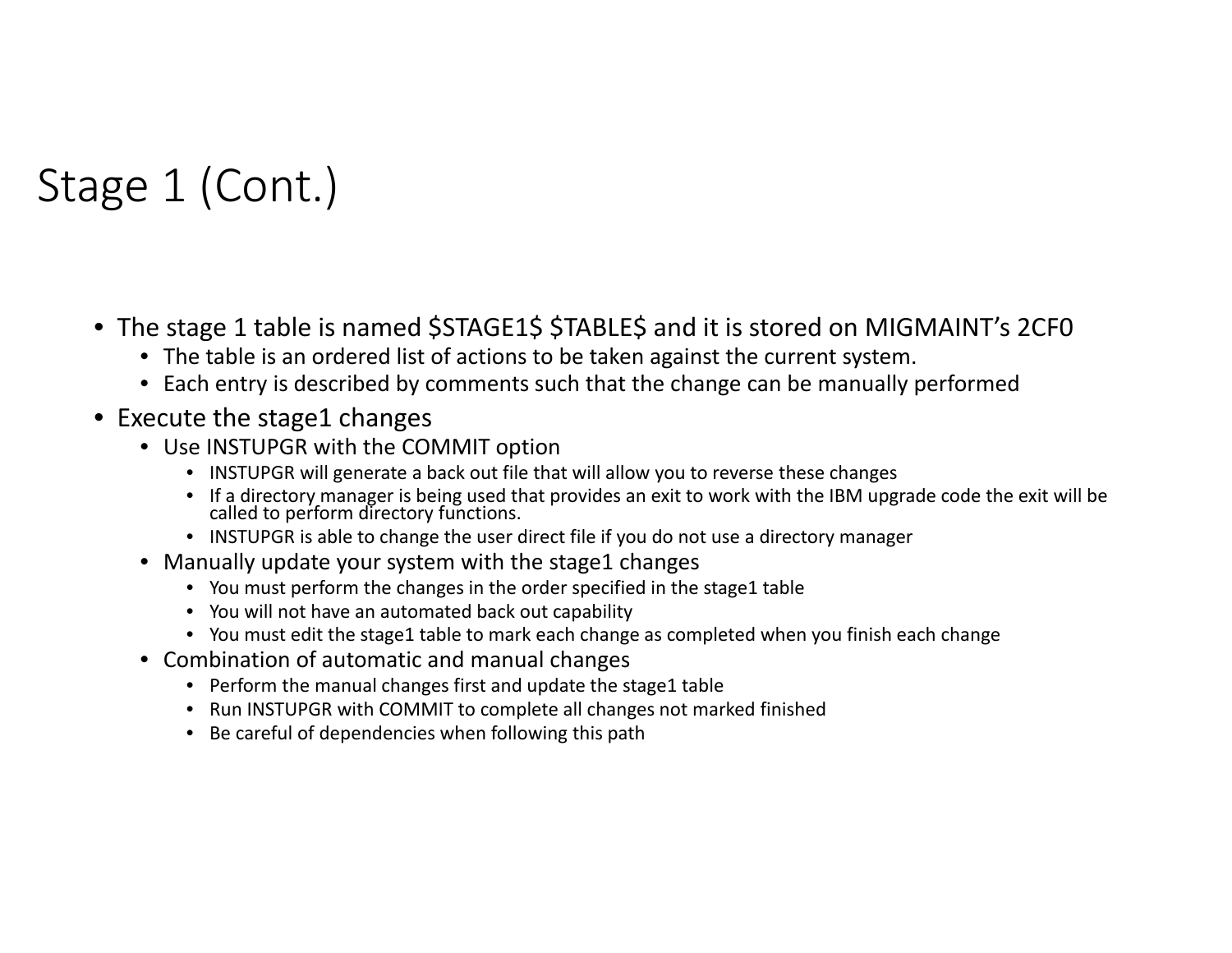# Stage 1 (Cont.)

- The stage 1 table is named $STAGE1$ $TABLE$ and it is stored on MIGMAINT's 2CF0
  - The table is an ordered list of actions to be taken against the current system.
  - Each entry is described by comments such that the change can be manually performed
- Execute the stage1 changes
  - Use INSTUPGR with the COMMIT option
    - INSTUPGR will generate a back out file that will allow you to reverse these changes
    - If a directory manager is being used that provides an exit to work with the IBM upgrade code the exit will be called to perform directory functions.
    - INSTUPGR is able to change the user direct file if you do not use a directory manager
  - Manually update your system with the stage1 changes
    - You must perform the changes in the order specified in the stage1 table
    - You will not have an automated back out capability
    - You must edit the stage1 table to mark each change as completed when you finish each change
  - Combination of automatic and manual changes
    - Perform the manual changes first and update the stage1 table
    - Run INSTUPGR with COMMIT to complete all changes not marked finished
    - Be careful of dependencies when following this path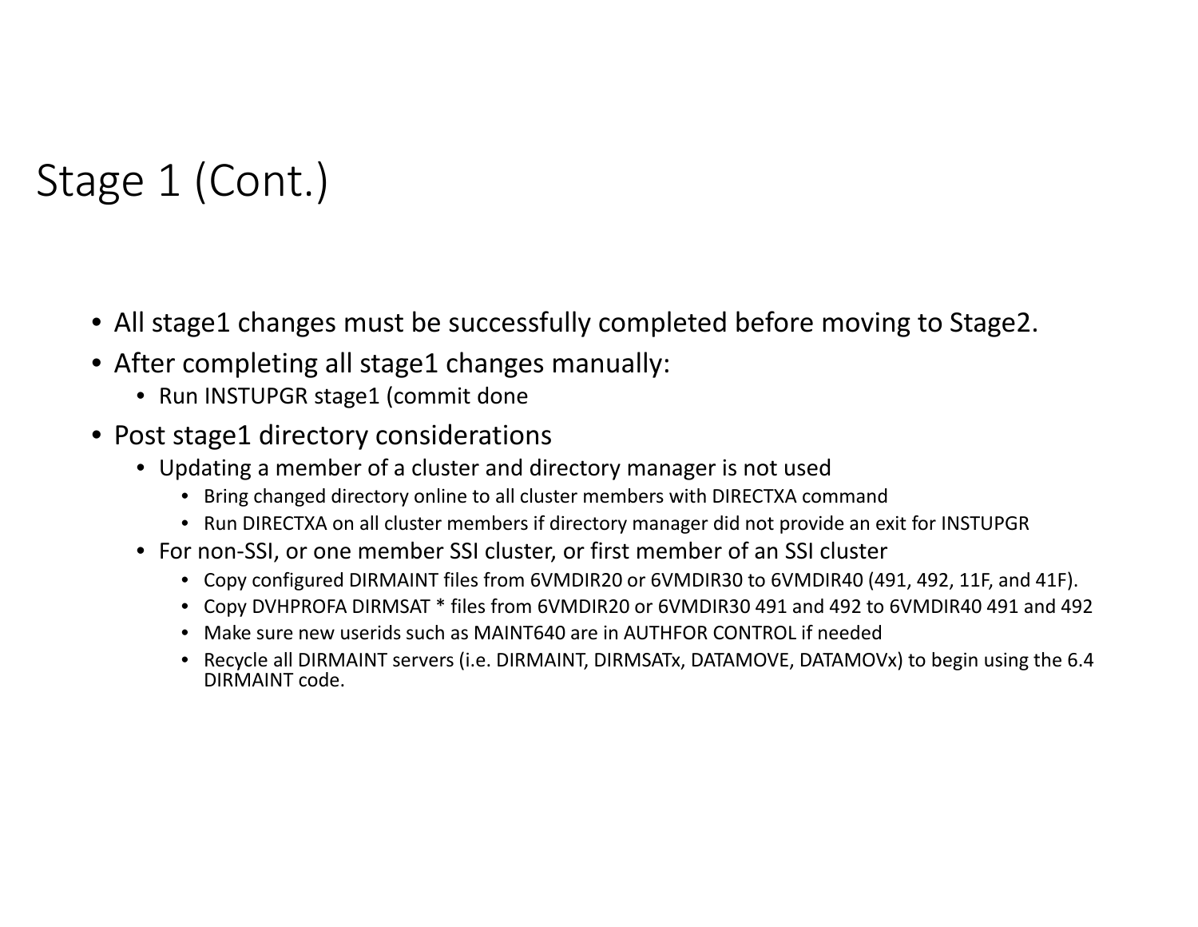# Stage 1 (Cont.)

- All stage1 changes must be successfully completed before moving to Stage2.
- After completing all stage1 changes manually:
  - Run INSTUPGR stage1 (commit done
- Post stage1 directory considerations
  - Updating a member of a cluster and directory manager is not used
    - Bring changed directory online to all cluster members with DIRECTXA command
    - Run DIRECTXA on all cluster members if directory manager did not provide an exit for INSTUPGR
  - For non-SSI, or one member SSI cluster, or first member of an SSI cluster
    - Copy configured DIRMAINT files from 6VMDIR20 or 6VMDIR30 to 6VMDIR40 (491, 492, 11F, and 41F).
    - Copy DVHPROFA DIRMSAT * files from 6VMDIR20 or 6VMDIR30 491 and 492 to 6VMDIR40 491 and 492
    - Make sure new userids such as MAINT640 are in AUTHFOR CONTROL if needed
    - Recycle all DIRMAINT servers (i.e. DIRMAINT, DIRMSATx, DATAMOVE, DATAMOVx) to begin using the 6.4 DIRMAINT code.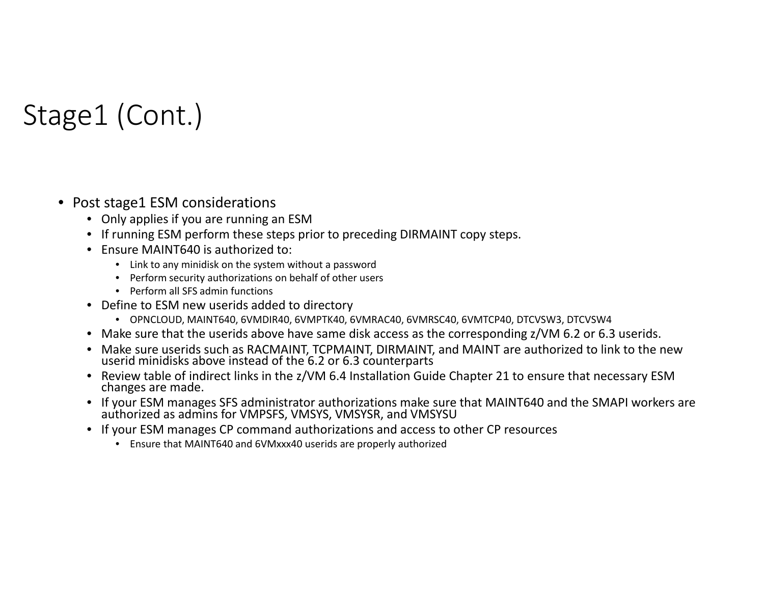# Stage1 (Cont.)

- Post stage1 ESM considerations
  - Only applies if you are running an ESM
  - If running ESM perform these steps prior to preceding DIRMAINT copy steps.
  - Ensure MAINT640 is authorized to:
    - Link to any minidisk on the system without a password
    - Perform security authorizations on behalf of other users
    - Perform all SFS admin functions
  - Define to ESM new userids added to directory
    - OPNCLOUD, MAINT640, 6VMDIR40, 6VMPTK40, 6VMRAC40, 6VMRSC40, 6VMTCP40, DTCVSW3, DTCVSW4
  - Make sure that the userids above have same disk access as the corresponding z/VM 6.2 or 6.3 userids.
  - Make sure userids such as RACMAINT, TCPMAINT, DIRMAINT, and MAINT are authorized to link to the new userid minidisks above instead of the 6.2 or 6.3 counterparts
  - Review table of indirect links in the z/VM 6.4 Installation Guide Chapter 21 to ensure that necessary ESM changes are made.
  - If your ESM manages SFS administrator authorizations make sure that MAINT640 and the SMAPI workers are authorized as admins for VMPSFS, VMSYS, VMSYSR, and VMSYSU
  - If your ESM manages CP command authorizations and access to other CP resources
    - Ensure that MAINT640 and 6VMxxx40 userids are properly authorized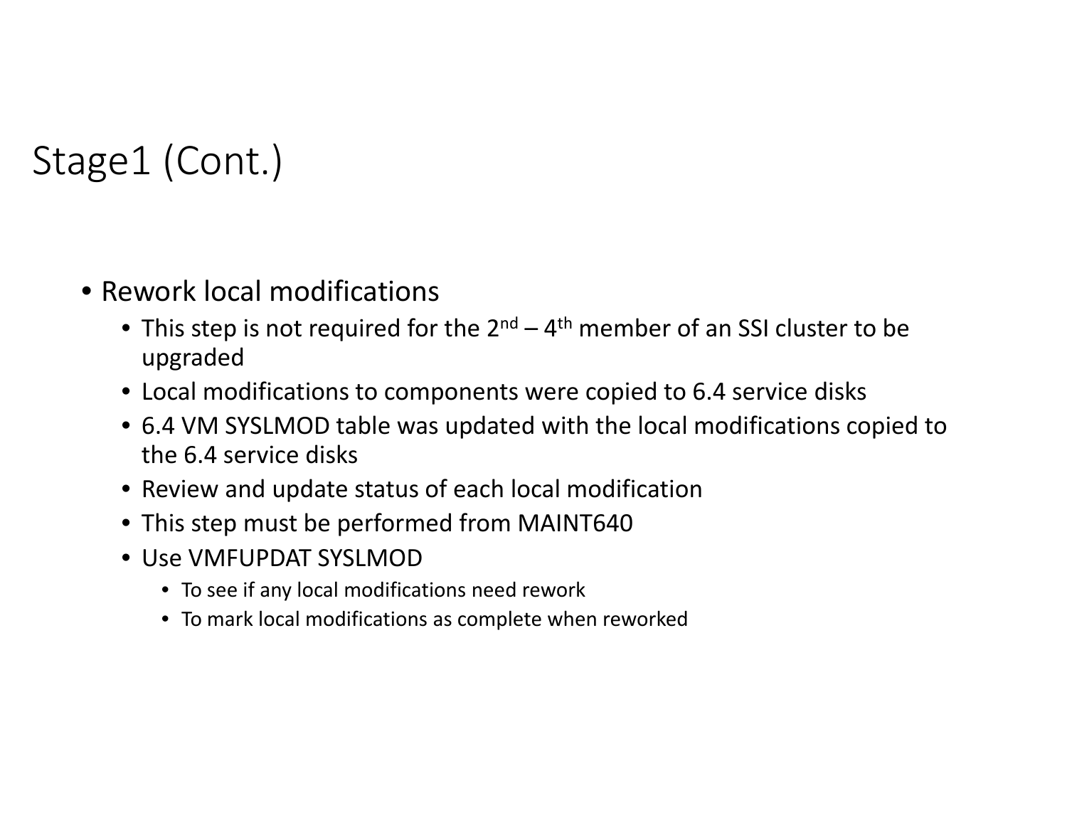# Stage1 (Cont.)

- Rework local modifications
  - This step is not required for the 2nd – 4th member of an SSI cluster to be upgraded
  - Local modifications to components were copied to 6.4 service disks
  - 6.4 VM SYSLMOD table was updated with the local modifications copied to the 6.4 service disks
  - Review and update status of each local modification
  - This step must be performed from MAINT640
  - Use VMFUPDAT SYSLMOD
    - To see if any local modifications need rework
    - To mark local modifications as complete when reworked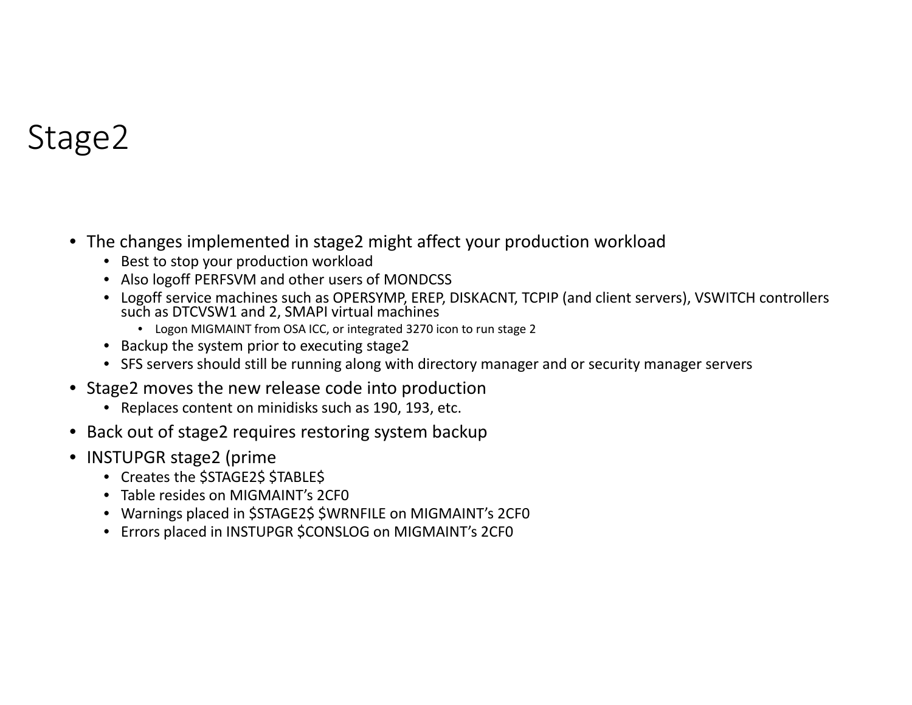# Stage2

- The changes implemented in stage2 might affect your production workload
  - Best to stop your production workload
  - Also logoff PERFSVM and other users of MONDCSS
  - Logoff service machines such as OPERSYMP, EREP, DISKACNT, TCPIP (and client servers), VSWITCH controllers such as DTCVSW1 and 2, SMAPI virtual machines
    - Logon MIGMAINT from OSA ICC, or integrated 3270 icon to run stage 2
  - Backup the system prior to executing stage2
  - SFS servers should still be running along with directory manager and or security manager servers
- Stage2 moves the new release code into production
  - Replaces content on minidisks such as 190, 193, etc.
- Back out of stage2 requires restoring system backup
- INSTUPGR stage2 (prime
  - Creates the $STAGE2$ $TABLE$
  - Table resides on MIGMAINT's 2CF0
  - Warnings placed in $STAGE2$ $WRNFILE on MIGMAINT's 2CF0
  - Errors placed in INSTUPGR $CONSLOG on MIGMAINT's 2CF0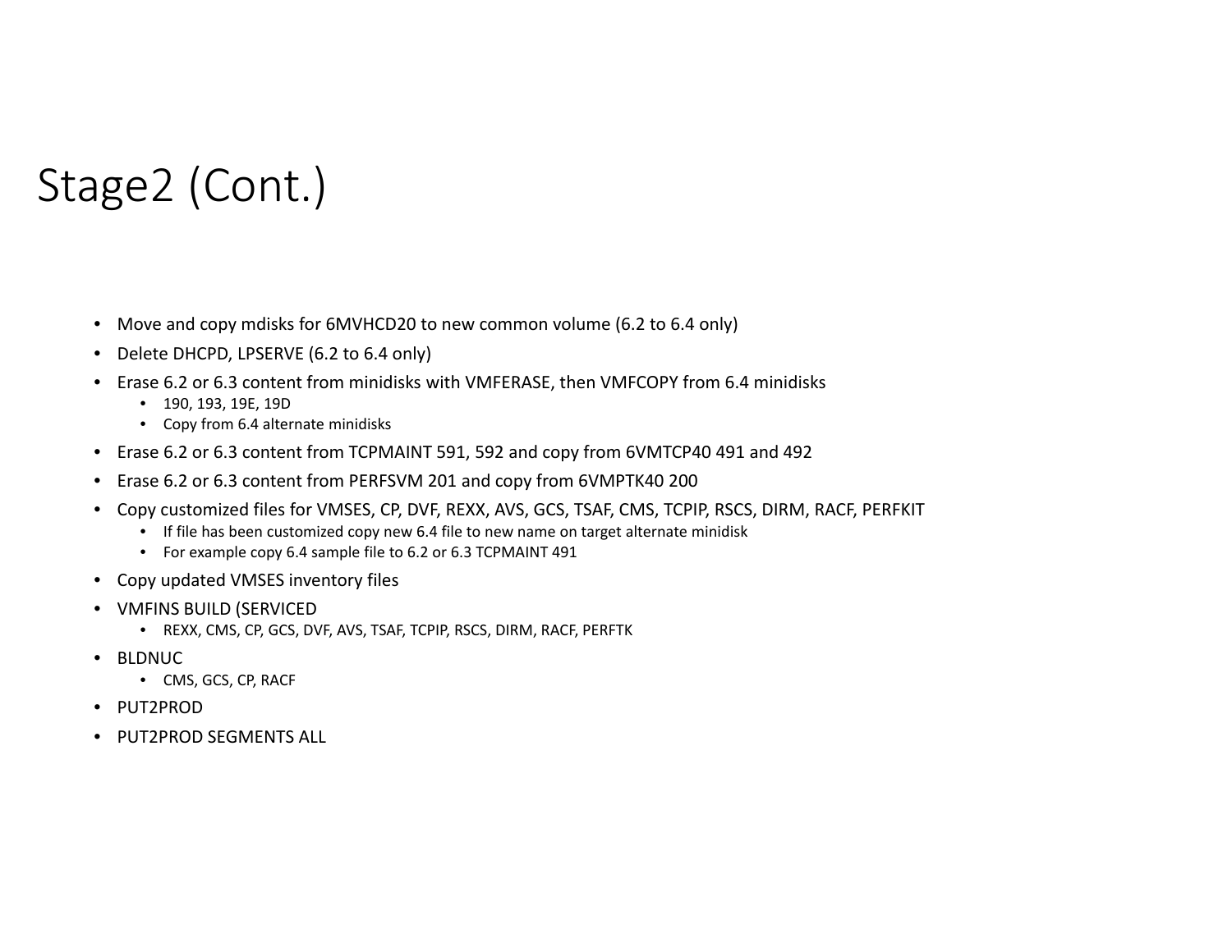# Stage2 (Cont.)

- Move and copy mdisks for 6MVHCD20 to new common volume (6.2 to 6.4 only)
- Delete DHCPD, LPSERVE (6.2 to 6.4 only)
- Erase 6.2 or 6.3 content from minidisks with VMFERASE, then VMFCOPY from 6.4 minidisks
  - 190, 193, 19E, 19D
  - Copy from 6.4 alternate minidisks
- Erase 6.2 or 6.3 content from TCPMAINT 591, 592 and copy from 6VMTCP40 491 and 492
- Erase 6.2 or 6.3 content from PERFSVM 201 and copy from 6VMPTK40 200
- Copy customized files for VMSES, CP, DVF, REXX, AVS, GCS, TSAF, CMS, TCPIP, RSCS, DIRM, RACF, PERFKIT
  - If file has been customized copy new 6.4 file to new name on target alternate minidisk
  - For example copy 6.4 sample file to 6.2 or 6.3 TCPMAINT 491
- Copy updated VMSES inventory files
- VMFINS BUILD (SERVICED
  - REXX, CMS, CP, GCS, DVF, AVS, TSAF, TCPIP, RSCS, DIRM, RACF, PERFTK
- BLDNUC
  - CMS, GCS, CP, RACF
- PUT2PROD
- PUT2PROD SEGMENTS ALL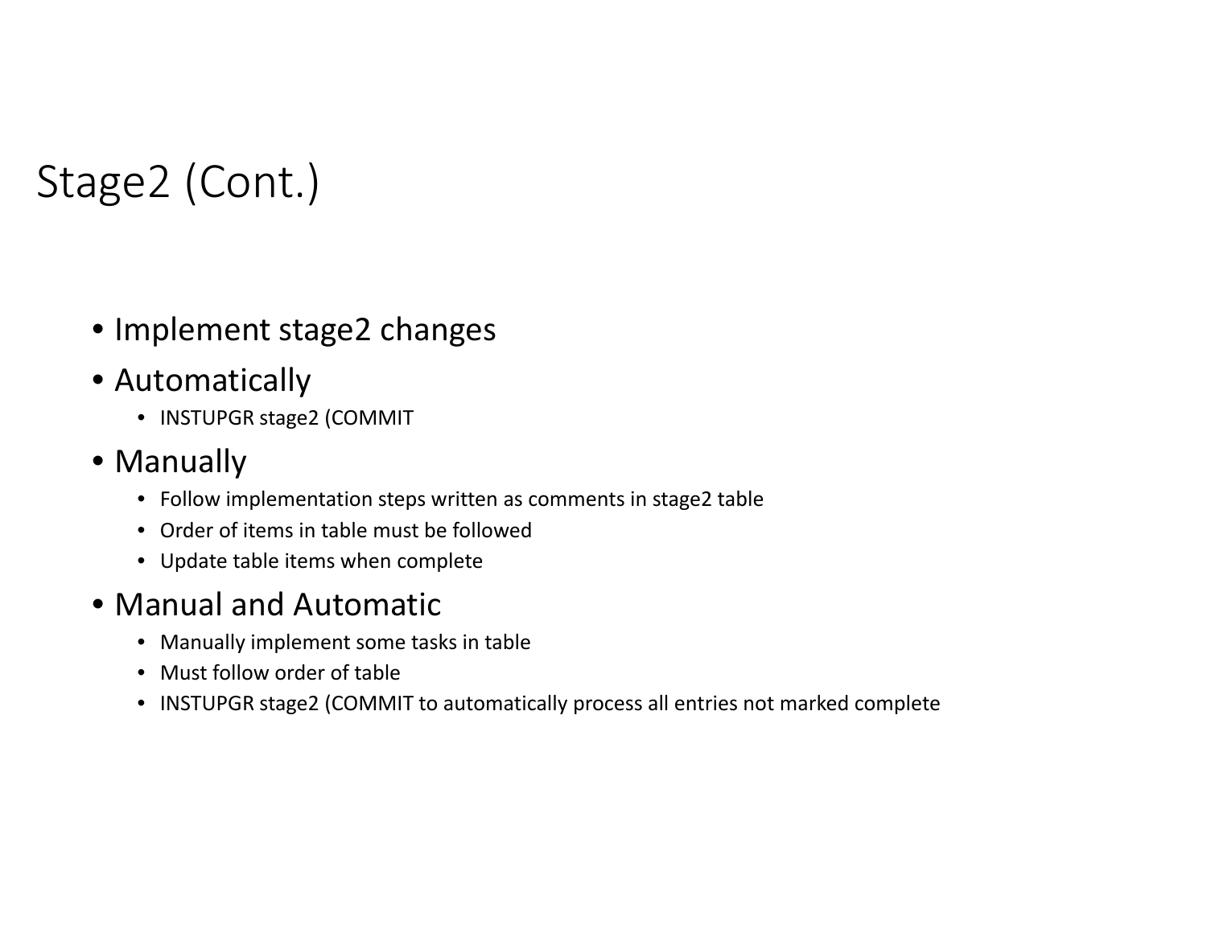# Stage2 (Cont.)

- Implement stage2 changes
- Automatically
  - INSTUPGR stage2 (COMMIT
- Manually
  - Follow implementation steps written as comments in stage2 table
  - Order of items in table must be followed
  - Update table items when complete
- Manual and Automatic
  - Manually implement some tasks in table
  - Must follow order of table
  - INSTUPGR stage2 (COMMIT to automatically process all entries not marked complete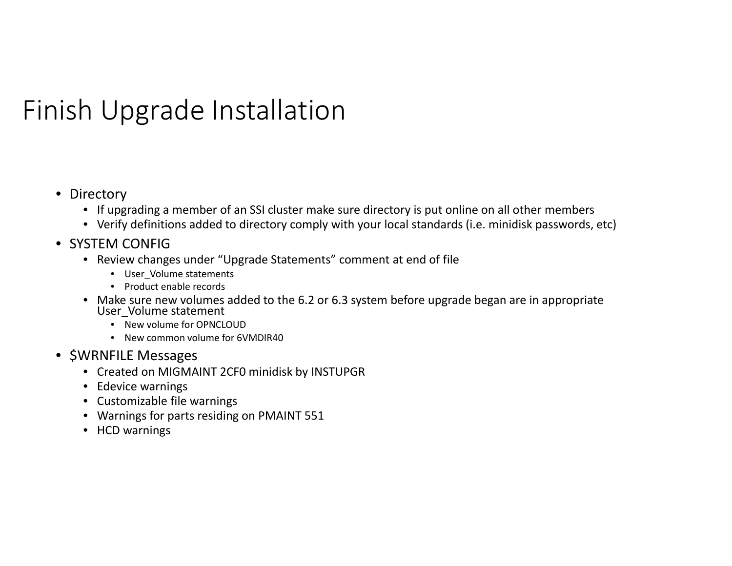# Finish Upgrade Installation

- Directory
  - If upgrading a member of an SSI cluster make sure directory is put online on all other members
  - Verify definitions added to directory comply with your local standards (i.e. minidisk passwords, etc)
- SYSTEM CONFIG
  - Review changes under "Upgrade Statements" comment at end of file
    - User_Volume statements
    - Product enable records
  - Make sure new volumes added to the 6.2 or 6.3 system before upgrade began are in appropriate User_Volume statement
    - New volume for OPNCLOUD
    - New common volume for 6VMDIR40
- $WRNFILE Messages
  - Created on MIGMAINT 2CF0 minidisk by INSTUPGR
  - Edevice warnings
  - Customizable file warnings
  - Warnings for parts residing on PMAINT 551
  - HCD warnings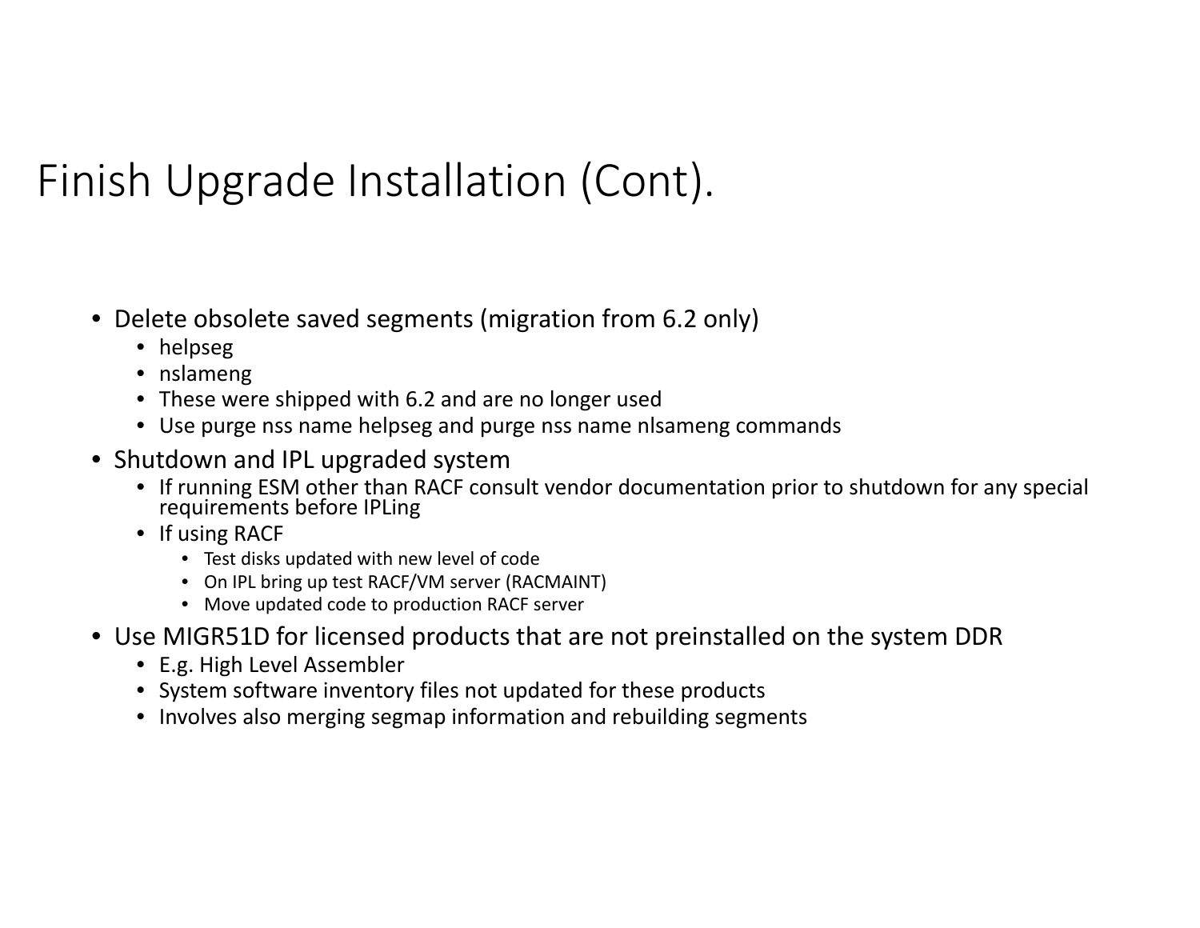# Finish Upgrade Installation (Cont).

- Delete obsolete saved segments (migration from 6.2 only)
  - helpseg
  - nslameng
  - These were shipped with 6.2 and are no longer used
  - Use purge nss name helpseg and purge nss name nlsameng commands
- Shutdown and IPL upgraded system
  - If running ESM other than RACF consult vendor documentation prior to shutdown for any special requirements before IPLing
  - If using RACF
    - Test disks updated with new level of code
    - On IPL bring up test RACF/VM server (RACMAINT)
    - Move updated code to production RACF server
- Use MIGR51D for licensed products that are not preinstalled on the system DDR
  - E.g. High Level Assembler
  - System software inventory files not updated for these products
  - Involves also merging segmap information and rebuilding segments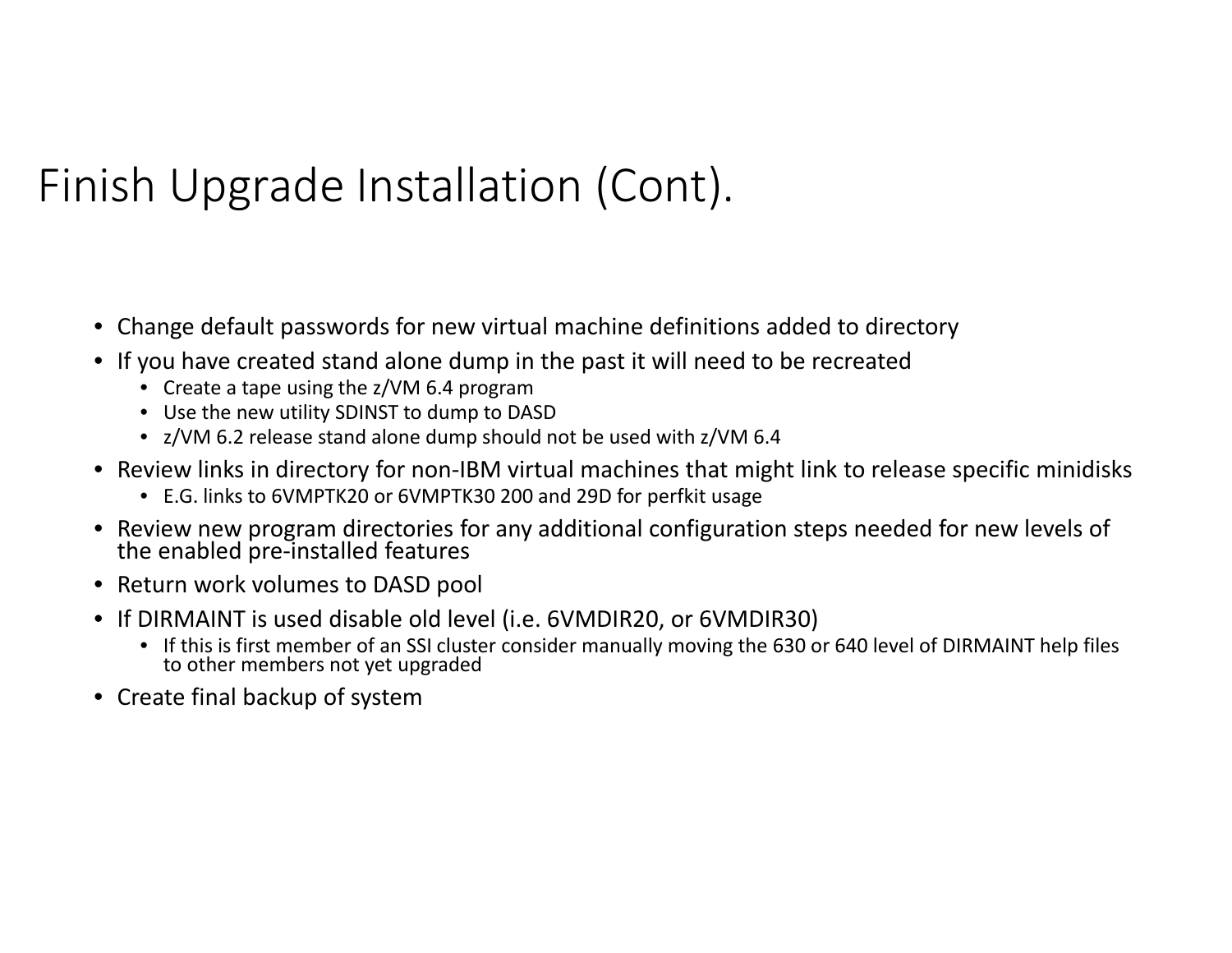# Finish Upgrade Installation (Cont).

- Change default passwords for new virtual machine definitions added to directory
- If you have created stand alone dump in the past it will need to be recreated
  - Create a tape using the z/VM 6.4 program
  - Use the new utility SDINST to dump to DASD
  - z/VM 6.2 release stand alone dump should not be used with z/VM 6.4
- Review links in directory for non-IBM virtual machines that might link to release specific minidisks
  - E.G. links to 6VMPTK20 or 6VMPTK30 200 and 29D for perfkit usage
- Review new program directories for any additional configuration steps needed for new levels of the enabled pre-installed features
- Return work volumes to DASD pool
- If DIRMAINT is used disable old level (i.e. 6VMDIR20, or 6VMDIR30)
  - If this is first member of an SSI cluster consider manually moving the 630 or 640 level of DIRMAINT help files to other members not yet upgraded
- Create final backup of system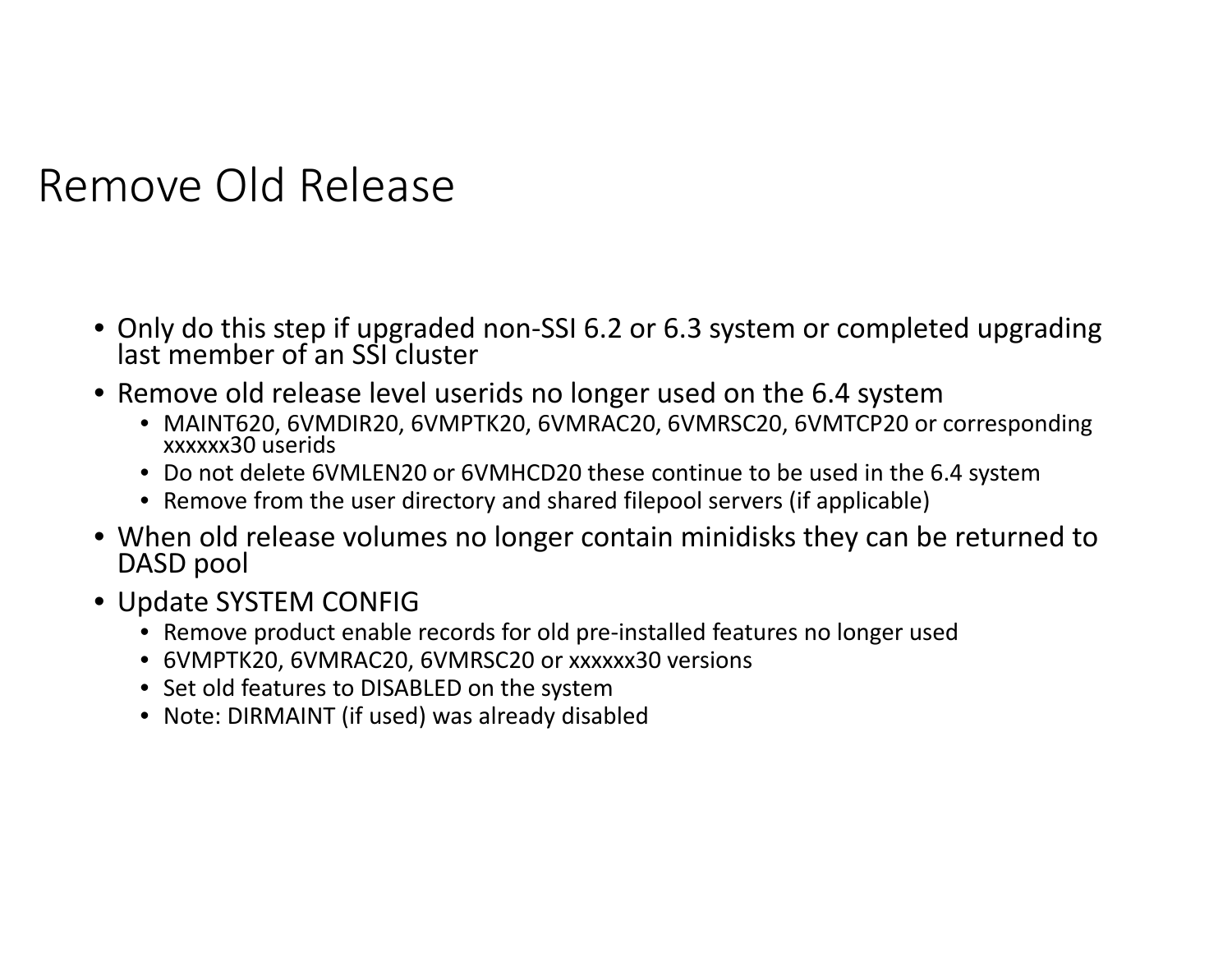# Remove Old Release

- Only do this step if upgraded non-SSI 6.2 or 6.3 system or completed upgrading last member of an SSI cluster
- Remove old release level userids no longer used on the 6.4 system
  - MAINT620, 6VMDIR20, 6VMPTK20, 6VMRAC20, 6VMRSC20, 6VMTCP20 or corresponding xxxxxx30 userids
  - Do not delete 6VMLEN20 or 6VMHCD20 these continue to be used in the 6.4 system
  - Remove from the user directory and shared filepool servers (if applicable)
- When old release volumes no longer contain minidisks they can be returned to DASD pool
- Update SYSTEM CONFIG
  - Remove product enable records for old pre-installed features no longer used
  - 6VMPTK20, 6VMRAC20, 6VMRSC20 or xxxxxx30 versions
  - Set old features to DISABLED on the system
  - Note: DIRMAINT (if used) was already disabled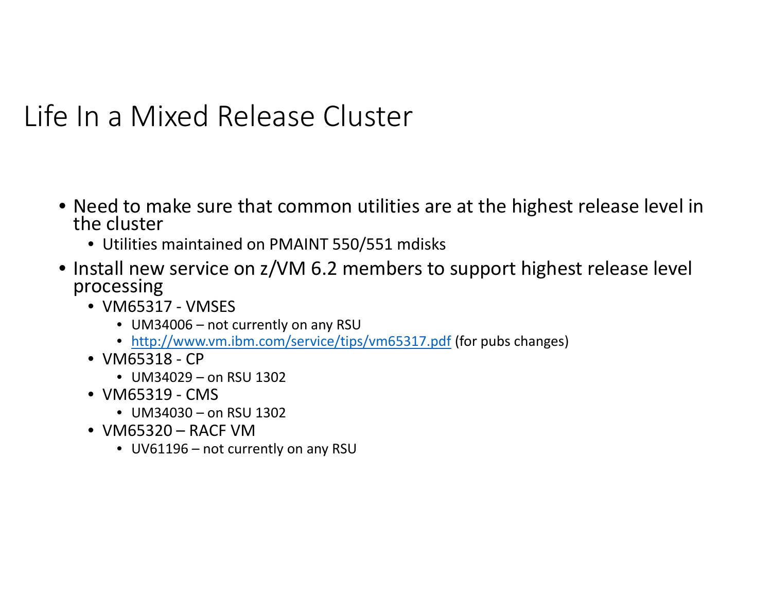# Life In a Mixed Release Cluster

- Need to make sure that common utilities are at the highest release level in the cluster
  - Utilities maintained on PMAINT 550/551 mdisks
- Install new service on z/VM 6.2 members to support highest release level processing
  - VM65317 - VMSES
    - UM34006 – not currently on any RSU
    - [http://www.vm.ibm.com/service/tips/vm65317.pdf](http://www.vm.ibm.com/service/tips/vm65317.pdf) (for pubs changes)
  - VM65318 - CP
    - UM34029 – on RSU 1302
  - VM65319 - CMS
    - UM34030 – on RSU 1302
  - VM65320 – RACF VM
    - UV61196 – not currently on any RSU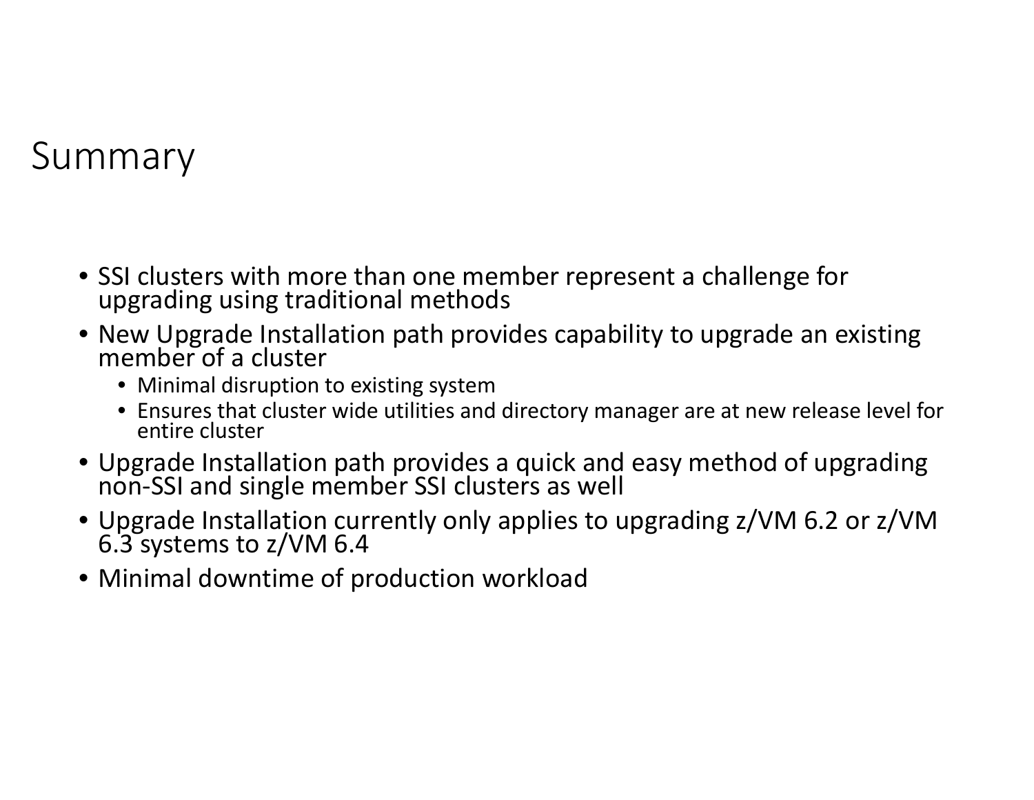# Summary

- SSI clusters with more than one member represent a challenge for upgrading using traditional methods
- New Upgrade Installation path provides capability to upgrade an existing member of a cluster
  - Minimal disruption to existing system
  - Ensures that cluster wide utilities and directory manager are at new release level for entire cluster
- Upgrade Installation path provides a quick and easy method of upgrading non-SSI and single member SSI clusters as well
- Upgrade Installation currently only applies to upgrading z/VM 6.2 or z/VM 6.3 systems to z/VM 6.4
- Minimal downtime of production workload